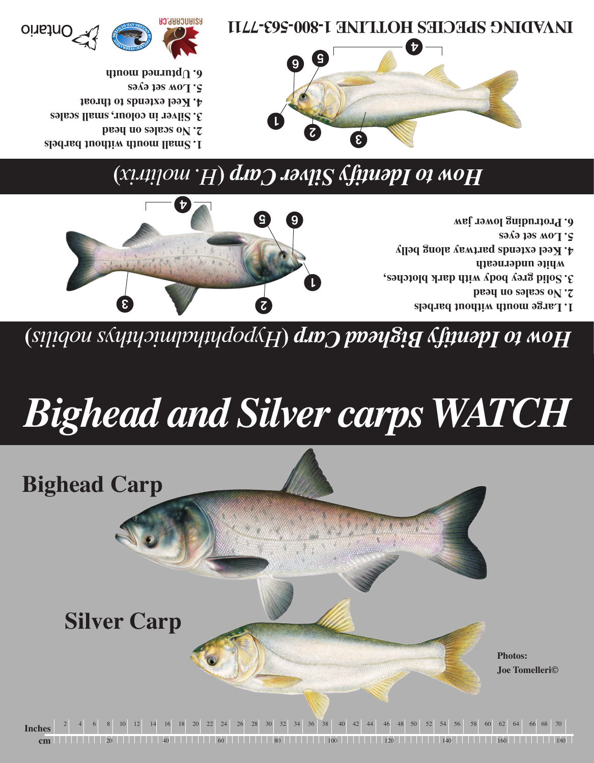# Bighead and Silver carps WATCH

## How to Identify Bighead Carp (*Hypophthalmichthys nobilis*)

1. Large mouth without barbels
2. No scales on head
3. Solid grey body with dark blotches, white underneath
4. Keel extends partway along belly
5. Low set eyes
6. Protruding lower jaw

## How to Identify Silver Carp (*H. molitrix*)

1. Small mouth without barbels
2. No scales on head
3. Silver in colour, small scales
4. Keel extends to throat
5. Low set eyes
6. Upturned mouth

**INVADING SPECIES HOTLINE 1-800-563-7711**

ASIANCARP.CA

Ontario

**Bighead Carp**

**Silver Carp**

**Photos: Joe Tomelleri©**

Inches 2 4 6 8 10 12 14 16 18 20 22 24 26 28 30 32 34 36 38 40 42 44 46 48 50 52 54 56 58 60 62 64 66 68 70

cm 20 40 60 80 100 120 140 160 180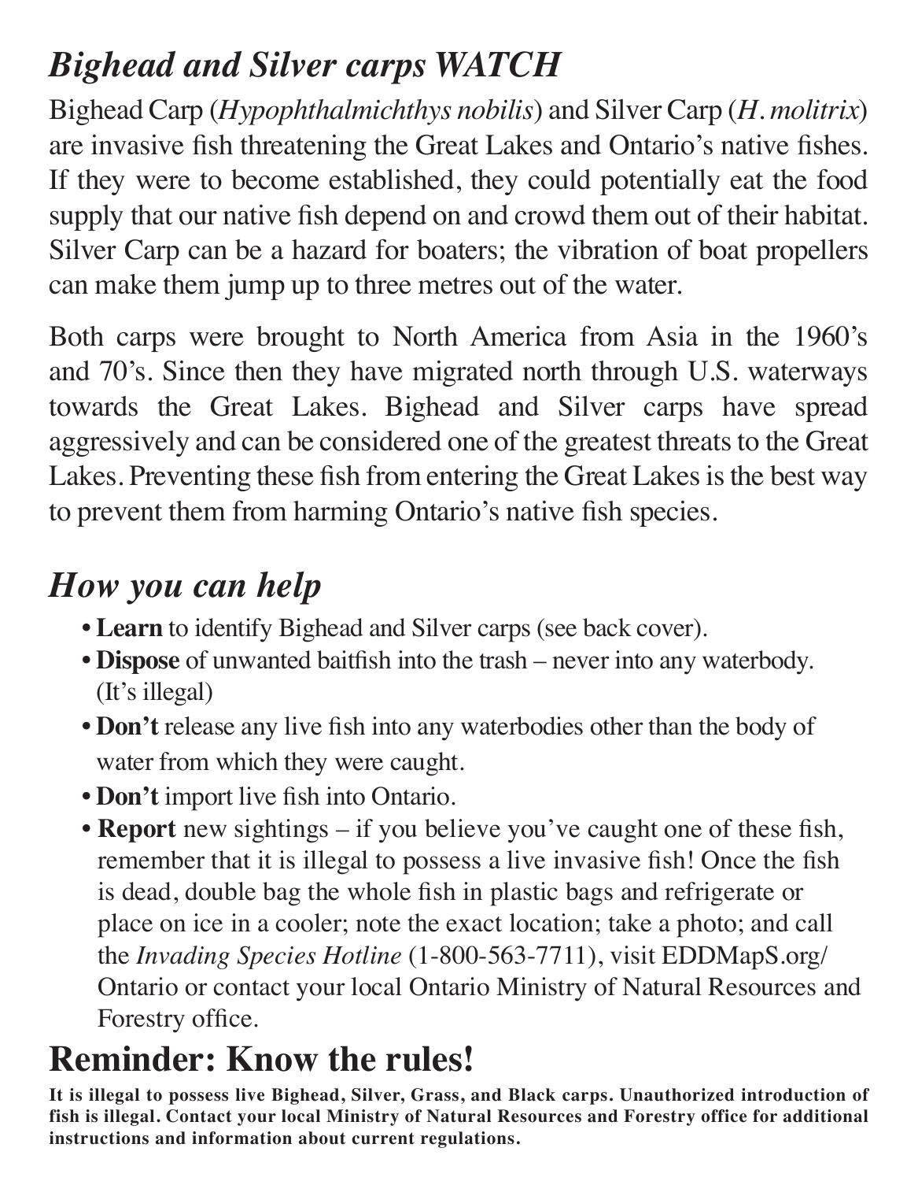## *Bighead and Silver carps WATCH*

Bighead Carp (*Hypophthalmichthys nobilis*) and Silver Carp (*H. molitrix*) are invasive fish threatening the Great Lakes and Ontario's native fishes. If they were to become established, they could potentially eat the food supply that our native fish depend on and crowd them out of their habitat. Silver Carp can be a hazard for boaters; the vibration of boat propellers can make them jump up to three metres out of the water.

Both carps were brought to North America from Asia in the 1960's and 70's. Since then they have migrated north through U.S. waterways towards the Great Lakes. Bighead and Silver carps have spread aggressively and can be considered one of the greatest threats to the Great Lakes. Preventing these fish from entering the Great Lakes is the best way to prevent them from harming Ontario's native fish species.

## *How you can help*

- **Learn** to identify Bighead and Silver carps (see back cover).
- **Dispose** of unwanted baitfish into the trash – never into any waterbody. (It's illegal)
- **Don't** release any live fish into any waterbodies other than the body of water from which they were caught.
- **Don't** import live fish into Ontario.
- **Report** new sightings – if you believe you've caught one of these fish, remember that it is illegal to possess a live invasive fish! Once the fish is dead, double bag the whole fish in plastic bags and refrigerate or place on ice in a cooler; note the exact location; take a photo; and call the *Invading Species Hotline* (1-800-563-7711), visit EDDMapS.org/Ontario or contact your local Ontario Ministry of Natural Resources and Forestry office.

## Reminder: Know the rules!

**It is illegal to possess live Bighead, Silver, Grass, and Black carps. Unauthorized introduction of fish is illegal. Contact your local Ministry of Natural Resources and Forestry office for additional instructions and information about current regulations.**